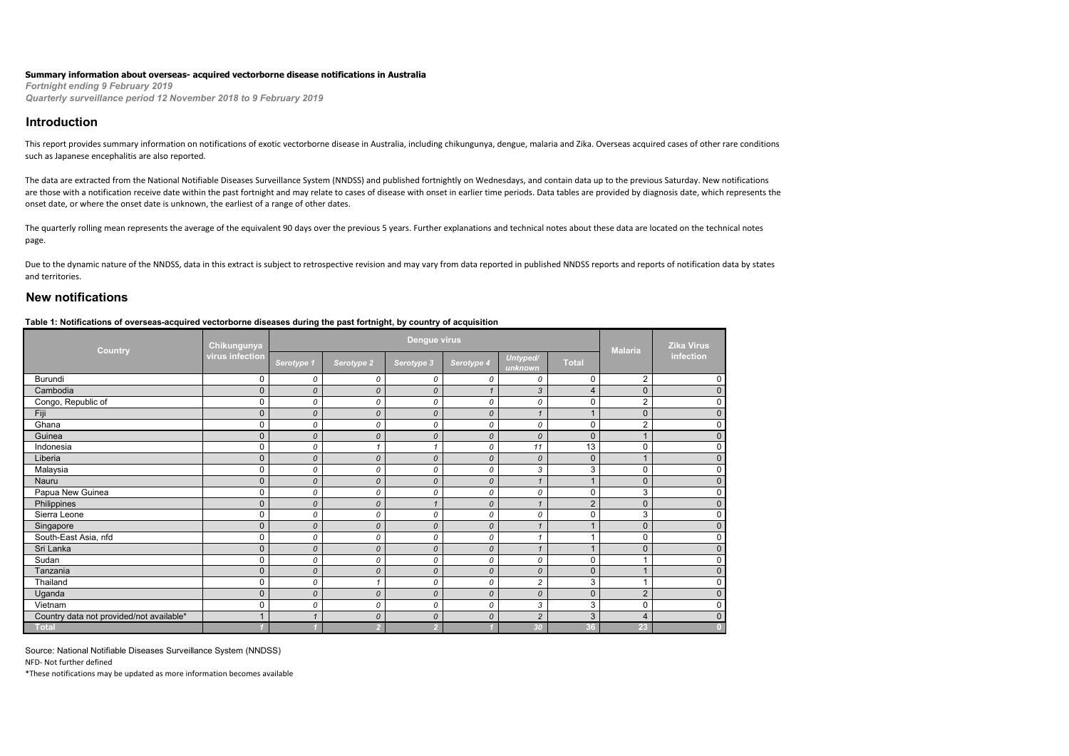**Summary information about overseas- acquired vectorborne disease notifications in Australia**

*Fortnight ending 9 February 2019*

*Quarterly surveillance period 12 November 2018 to 9 February 2019*

## Introduction

This report provides summary information on notifications of exotic vectorborne disease in Australia, including chikungunya, dengue, malaria and Zika. Overseas acquired cases of other rare conditions such as Japanese encephalitis are also reported.

The data are extracted from the National Notifiable Diseases Surveillance System (NNDSS) and published fortnightly on Wednesdays, and contain data up to the previous Saturday. New notifications are those with a notification receive date within the past fortnight and may relate to cases of disease with onset in earlier time periods. Data tables are provided by diagnosis date, which represents the onset date, or where the onset date is unknown, the earliest of a range of other dates.

The quarterly rolling mean represents the average of the equivalent 90 days over the previous 5 years. Further explanations and technical notes about these data are located on the technical notes page.

Due to the dynamic nature of the NNDSS, data in this extract is subject to retrospective revision and may vary from data reported in published NNDSS reports and reports of notification data by states and territories.

## New notifications

**Table 1: Notifications of overseas-acquired vectorborne diseases during the past fortnight, by country of acquisition**

| Country | Chikungunya virus infection | Dengue virus | | | | | | Malaria | Zika Virus infection |
|---|---|---|---|---|---|---|---|---|---|
| | | *Serotype 1* | *Serotype 2* | *Serotype 3* | *Serotype 4* | *Untyped/ unknown* | Total | | |
| Burundi | 0 | *0* | *0* | *0* | *0* | *0* | 0 | 2 | 0 |
| Cambodia | 0 | *0* | *0* | *0* | *1* | *3* | 4 | 0 | 0 |
| Congo, Republic of | 0 | *0* | *0* | *0* | *0* | *0* | 0 | 2 | 0 |
| Fiji | 0 | *0* | *0* | *0* | *0* | *1* | 1 | 0 | 0 |
| Ghana | 0 | *0* | *0* | *0* | *0* | *0* | 0 | 2 | 0 |
| Guinea | 0 | *0* | *0* | *0* | *0* | *0* | 0 | 1 | 0 |
| Indonesia | 0 | *0* | *1* | *1* | *0* | *11* | 13 | 0 | 0 |
| Liberia | 0 | *0* | *0* | *0* | *0* | *0* | 0 | 1 | 0 |
| Malaysia | 0 | *0* | *0* | *0* | *0* | *3* | 3 | 0 | 0 |
| Nauru | 0 | *0* | *0* | *0* | *0* | *1* | 1 | 0 | 0 |
| Papua New Guinea | 0 | *0* | *0* | *0* | *0* | *0* | 0 | 3 | 0 |
| Philippines | 0 | *0* | *0* | *1* | *0* | *1* | 2 | 0 | 0 |
| Sierra Leone | 0 | *0* | *0* | *0* | *0* | *0* | 0 | 3 | 0 |
| Singapore | 0 | *0* | *0* | *0* | *0* | *1* | 1 | 0 | 0 |
| South-East Asia, nfd | 0 | *0* | *0* | *0* | *0* | *1* | 1 | 0 | 0 |
| Sri Lanka | 0 | *0* | *0* | *0* | *0* | *1* | 1 | 0 | 0 |
| Sudan | 0 | *0* | *0* | *0* | *0* | *0* | 0 | 1 | 0 |
| Tanzania | 0 | *0* | *0* | *0* | *0* | *0* | 0 | 1 | 0 |
| Thailand | 0 | *0* | *1* | *0* | *0* | *2* | 3 | 1 | 0 |
| Uganda | 0 | *0* | *0* | *0* | *0* | *0* | 0 | 2 | 0 |
| Vietnam | 0 | *0* | *0* | *0* | *0* | *3* | 3 | 0 | 0 |
| Country data not provided/not available* | 1 | *1* | *0* | *0* | *0* | *2* | 3 | 4 | 0 |
| **Total** | *1* | *1* | *2* | *2* | *1* | *30* | **36** | **23** | **0** |

Source: National Notifiable Diseases Surveillance System (NNDSS)

NFD- Not further defined

*These notifications may be updated as more information becomes available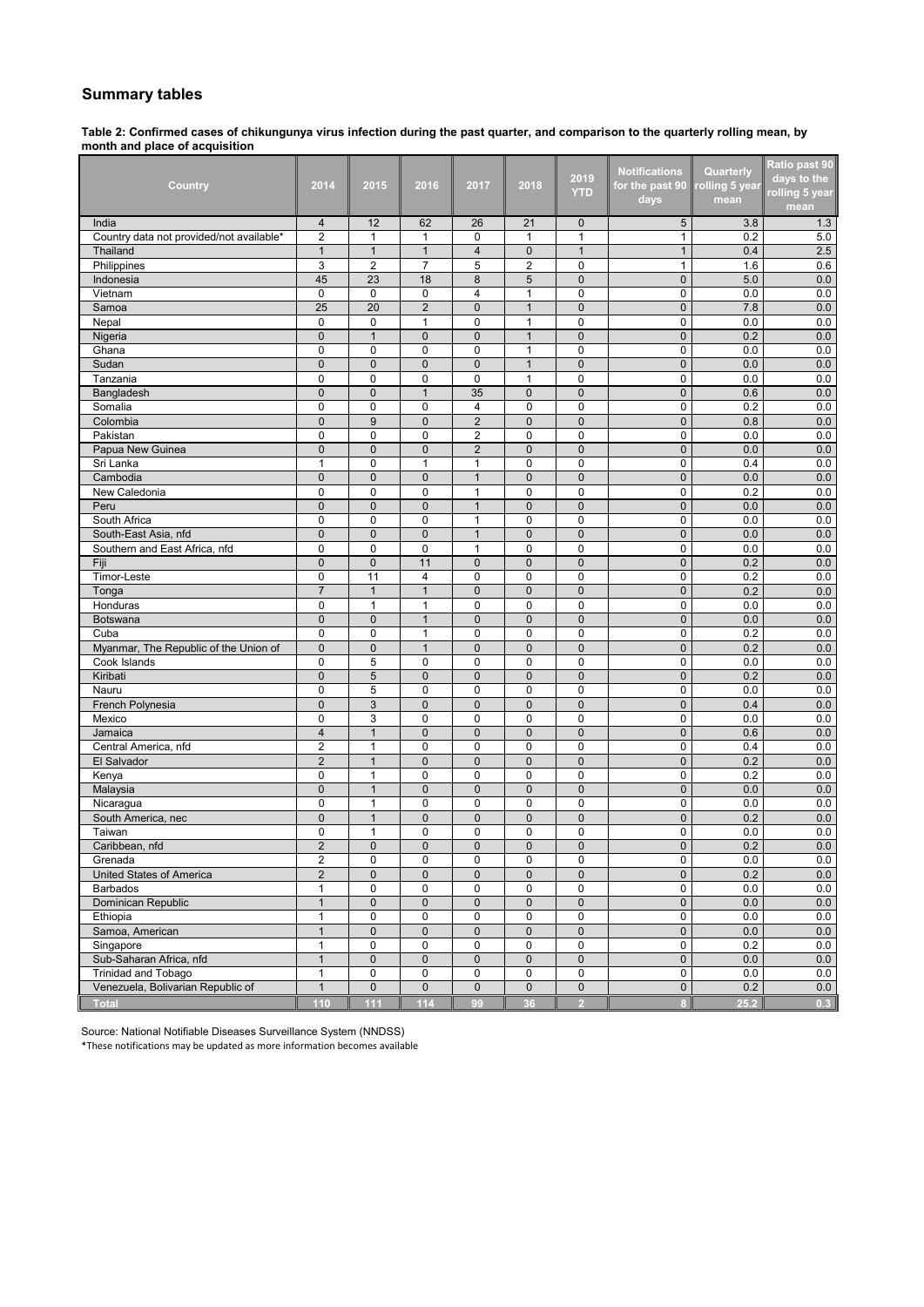## Summary tables

**Table 2: Confirmed cases of chikungunya virus infection during the past quarter, and comparison to the quarterly rolling mean, by month and place of acquisition**

| Country | 2014 | 2015 | 2016 | 2017 | 2018 | 2019 YTD | Notifications for the past 90 days | Quarterly rolling 5 year mean | Ratio past 90 days to the rolling 5 year mean |
|---|---|---|---|---|---|---|---|---|---|
| India | 4 | 12 | 62 | 26 | 21 | 0 | 5 | 3.8 | 1.3 |
| Country data not provided/not available* | 2 | 1 | 1 | 0 | 1 | 1 | 1 | 0.2 | 5.0 |
| Thailand | 1 | 1 | 1 | 4 | 0 | 1 | 1 | 0.4 | 2.5 |
| Philippines | 3 | 2 | 7 | 5 | 2 | 0 | 1 | 1.6 | 0.6 |
| Indonesia | 45 | 23 | 18 | 8 | 5 | 0 | 0 | 5.0 | 0.0 |
| Vietnam | 0 | 0 | 0 | 4 | 1 | 0 | 0 | 0.0 | 0.0 |
| Samoa | 25 | 20 | 2 | 0 | 1 | 0 | 0 | 7.8 | 0.0 |
| Nepal | 0 | 0 | 1 | 0 | 1 | 0 | 0 | 0.0 | 0.0 |
| Nigeria | 0 | 1 | 0 | 0 | 1 | 0 | 0 | 0.2 | 0.0 |
| Ghana | 0 | 0 | 0 | 0 | 1 | 0 | 0 | 0.0 | 0.0 |
| Sudan | 0 | 0 | 0 | 0 | 1 | 0 | 0 | 0.0 | 0.0 |
| Tanzania | 0 | 0 | 0 | 0 | 1 | 0 | 0 | 0.0 | 0.0 |
| Bangladesh | 0 | 0 | 1 | 35 | 0 | 0 | 0 | 0.6 | 0.0 |
| Somalia | 0 | 0 | 0 | 4 | 0 | 0 | 0 | 0.2 | 0.0 |
| Colombia | 0 | 9 | 0 | 2 | 0 | 0 | 0 | 0.8 | 0.0 |
| Pakistan | 0 | 0 | 0 | 2 | 0 | 0 | 0 | 0.0 | 0.0 |
| Papua New Guinea | 0 | 0 | 0 | 2 | 0 | 0 | 0 | 0.0 | 0.0 |
| Sri Lanka | 1 | 0 | 1 | 1 | 0 | 0 | 0 | 0.4 | 0.0 |
| Cambodia | 0 | 0 | 0 | 1 | 0 | 0 | 0 | 0.0 | 0.0 |
| New Caledonia | 0 | 0 | 0 | 1 | 0 | 0 | 0 | 0.2 | 0.0 |
| Peru | 0 | 0 | 0 | 1 | 0 | 0 | 0 | 0.0 | 0.0 |
| South Africa | 0 | 0 | 0 | 1 | 0 | 0 | 0 | 0.0 | 0.0 |
| South-East Asia, nfd | 0 | 0 | 0 | 1 | 0 | 0 | 0 | 0.0 | 0.0 |
| Southern and East Africa, nfd | 0 | 0 | 0 | 1 | 0 | 0 | 0 | 0.0 | 0.0 |
| Fiji | 0 | 0 | 11 | 0 | 0 | 0 | 0 | 0.2 | 0.0 |
| Timor-Leste | 0 | 11 | 4 | 0 | 0 | 0 | 0 | 0.2 | 0.0 |
| Tonga | 7 | 1 | 1 | 0 | 0 | 0 | 0 | 0.2 | 0.0 |
| Honduras | 0 | 1 | 1 | 0 | 0 | 0 | 0 | 0.0 | 0.0 |
| Botswana | 0 | 0 | 1 | 0 | 0 | 0 | 0 | 0.0 | 0.0 |
| Cuba | 0 | 0 | 1 | 0 | 0 | 0 | 0 | 0.2 | 0.0 |
| Myanmar, The Republic of the Union of | 0 | 0 | 1 | 0 | 0 | 0 | 0 | 0.2 | 0.0 |
| Cook Islands | 0 | 5 | 0 | 0 | 0 | 0 | 0 | 0.0 | 0.0 |
| Kiribati | 0 | 5 | 0 | 0 | 0 | 0 | 0 | 0.2 | 0.0 |
| Nauru | 0 | 5 | 0 | 0 | 0 | 0 | 0 | 0.0 | 0.0 |
| French Polynesia | 0 | 3 | 0 | 0 | 0 | 0 | 0 | 0.4 | 0.0 |
| Mexico | 0 | 3 | 0 | 0 | 0 | 0 | 0 | 0.0 | 0.0 |
| Jamaica | 4 | 1 | 0 | 0 | 0 | 0 | 0 | 0.6 | 0.0 |
| Central America, nfd | 2 | 1 | 0 | 0 | 0 | 0 | 0 | 0.4 | 0.0 |
| El Salvador | 2 | 1 | 0 | 0 | 0 | 0 | 0 | 0.2 | 0.0 |
| Kenya | 0 | 1 | 0 | 0 | 0 | 0 | 0 | 0.2 | 0.0 |
| Malaysia | 0 | 1 | 0 | 0 | 0 | 0 | 0 | 0.0 | 0.0 |
| Nicaragua | 0 | 1 | 0 | 0 | 0 | 0 | 0 | 0.0 | 0.0 |
| South America, nec | 0 | 1 | 0 | 0 | 0 | 0 | 0 | 0.2 | 0.0 |
| Taiwan | 0 | 1 | 0 | 0 | 0 | 0 | 0 | 0.0 | 0.0 |
| Caribbean, nfd | 2 | 0 | 0 | 0 | 0 | 0 | 0 | 0.2 | 0.0 |
| Grenada | 2 | 0 | 0 | 0 | 0 | 0 | 0 | 0.0 | 0.0 |
| United States of America | 2 | 0 | 0 | 0 | 0 | 0 | 0 | 0.2 | 0.0 |
| Barbados | 1 | 0 | 0 | 0 | 0 | 0 | 0 | 0.0 | 0.0 |
| Dominican Republic | 1 | 0 | 0 | 0 | 0 | 0 | 0 | 0.0 | 0.0 |
| Ethiopia | 1 | 0 | 0 | 0 | 0 | 0 | 0 | 0.0 | 0.0 |
| Samoa, American | 1 | 0 | 0 | 0 | 0 | 0 | 0 | 0.0 | 0.0 |
| Singapore | 1 | 0 | 0 | 0 | 0 | 0 | 0 | 0.2 | 0.0 |
| Sub-Saharan Africa, nfd | 1 | 0 | 0 | 0 | 0 | 0 | 0 | 0.0 | 0.0 |
| Trinidad and Tobago | 1 | 0 | 0 | 0 | 0 | 0 | 0 | 0.0 | 0.0 |
| Venezuela, Bolivarian Republic of | 1 | 0 | 0 | 0 | 0 | 0 | 0 | 0.2 | 0.0 |
| **Total** | **110** | **111** | **114** | **99** | **36** | **2** | **8** | **25.2** | **0.3** |

Source: National Notifiable Diseases Surveillance System (NNDSS)

*These notifications may be updated as more information becomes available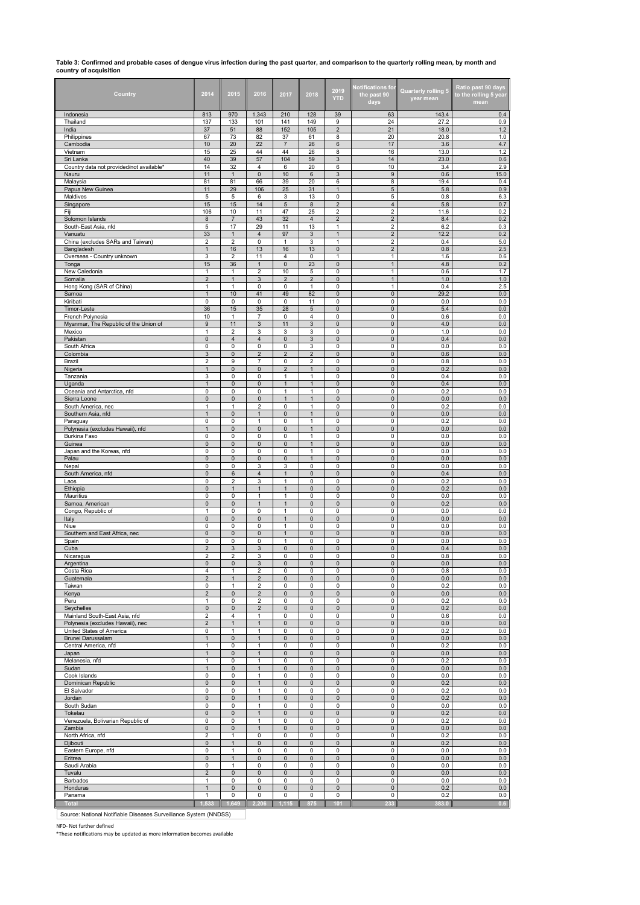**Table 3: Confirmed and probable cases of dengue virus infection during the past quarter, and comparison to the quarterly rolling mean, by month and country of acquisition**

| Country | 2014 | 2015 | 2016 | 2017 | 2018 | 2019 YTD | Notifications for the past 90 days | Quarterly rolling 5 year mean | Ratio past 90 days to the rolling 5 year mean |
|---|---|---|---|---|---|---|---|---|---|
| Indonesia | 813 | 970 | 1,343 | 210 | 128 | 39 | 63 | 143.4 | 0.4 |
| Thailand | 137 | 133 | 101 | 141 | 149 | 9 | 24 | 27.2 | 0.9 |
| India | 37 | 51 | 88 | 152 | 105 | 2 | 21 | 18.0 | 1.2 |
| Philippines | 67 | 73 | 82 | 37 | 61 | 8 | 20 | 20.8 | 1.0 |
| Cambodia | 10 | 20 | 22 | 7 | 26 | 6 | 17 | 3.6 | 4.7 |
| Vietnam | 15 | 25 | 44 | 44 | 26 | 8 | 16 | 13.0 | 1.2 |
| Sri Lanka | 40 | 39 | 57 | 104 | 59 | 3 | 14 | 23.0 | 0.6 |
| Country data not provided/not available* | 14 | 32 | 4 | 6 | 20 | 6 | 10 | 3.4 | 2.9 |
| Nauru | 11 | 1 | 0 | 10 | 6 | 3 | 9 | 0.6 | 15.0 |
| Malaysia | 81 | 81 | 66 | 39 | 20 | 6 | 8 | 19.4 | 0.4 |
| Papua New Guinea | 11 | 29 | 106 | 25 | 31 | 1 | 5 | 5.8 | 0.9 |
| Maldives | 5 | 5 | 6 | 3 | 13 | 0 | 5 | 0.8 | 6.3 |
| Singapore | 15 | 15 | 14 | 5 | 8 | 2 | 4 | 5.8 | 0.7 |
| Fiji | 106 | 10 | 11 | 47 | 25 | 2 | 2 | 11.6 | 0.2 |
| Solomon Islands | 8 | 7 | 43 | 32 | 4 | 2 | 2 | 8.4 | 0.2 |
| South-East Asia, nfd | 5 | 17 | 29 | 11 | 13 | 1 | 2 | 6.2 | 0.3 |
| Vanuatu | 33 | 1 | 4 | 97 | 3 | 1 | 2 | 12.2 | 0.2 |
| China (excludes SARs and Taiwan) | 2 | 2 | 0 | 1 | 3 | 1 | 2 | 0.4 | 5.0 |
| Bangladesh | 1 | 16 | 13 | 16 | 13 | 0 | 2 | 0.8 | 2.5 |
| Overseas - Country unknown | 3 | 2 | 11 | 4 | 0 | 1 | 1 | 1.6 | 0.6 |
| Tonga | 15 | 36 | 1 | 0 | 23 | 0 | 1 | 4.8 | 0.2 |
| New Caledonia | 1 | 1 | 2 | 10 | 5 | 0 | 1 | 0.6 | 1.7 |
| Somalia | 2 | 1 | 3 | 2 | 2 | 0 | 1 | 1.0 | 1.0 |
| Hong Kong (SAR of China) | 1 | 1 | 0 | 0 | 1 | 0 | 1 | 0.4 | 2.5 |
| Samoa | 1 | 10 | 41 | 49 | 82 | 0 | 0 | 29.2 | 0.0 |
| Kiribati | 0 | 0 | 0 | 0 | 11 | 0 | 0 | 0.0 | 0.0 |
| Timor-Leste | 36 | 15 | 35 | 28 | 5 | 0 | 0 | 5.4 | 0.0 |
| French Polynesia | 10 | 1 | 7 | 0 | 4 | 0 | 0 | 0.6 | 0.0 |
| Myanmar, The Republic of the Union of | 9 | 11 | 3 | 11 | 3 | 0 | 0 | 4.0 | 0.0 |
| Mexico | 1 | 2 | 3 | 3 | 3 | 0 | 0 | 1.0 | 0.0 |
| Pakistan | 0 | 4 | 4 | 0 | 3 | 0 | 0 | 0.4 | 0.0 |
| South Africa | 0 | 0 | 0 | 0 | 3 | 0 | 0 | 0.0 | 0.0 |
| Colombia | 3 | 0 | 2 | 2 | 2 | 0 | 0 | 0.6 | 0.0 |
| Brazil | 2 | 9 | 7 | 0 | 2 | 0 | 0 | 0.8 | 0.0 |
| Nigeria | 1 | 0 | 0 | 2 | 1 | 0 | 0 | 0.2 | 0.0 |
| Tanzania | 3 | 0 | 0 | 1 | 1 | 0 | 0 | 0.4 | 0.0 |
| Uganda | 1 | 0 | 0 | 1 | 1 | 0 | 0 | 0.4 | 0.0 |
| Oceania and Antarctica, nfd | 0 | 0 | 0 | 1 | 1 | 0 | 0 | 0.2 | 0.0 |
| Sierra Leone | 0 | 0 | 0 | 1 | 1 | 0 | 0 | 0.0 | 0.0 |
| South America, nec | 1 | 1 | 2 | 0 | 1 | 0 | 0 | 0.2 | 0.0 |
| Southern Asia, nfd | 1 | 0 | 1 | 0 | 1 | 0 | 0 | 0.0 | 0.0 |
| Paraguay | 0 | 0 | 1 | 0 | 1 | 0 | 0 | 0.2 | 0.0 |
| Polynesia (excludes Hawaii), nfd | 1 | 0 | 0 | 0 | 1 | 0 | 0 | 0.0 | 0.0 |
| Burkina Faso | 0 | 0 | 0 | 0 | 1 | 0 | 0 | 0.0 | 0.0 |
| Guinea | 0 | 0 | 0 | 0 | 1 | 0 | 0 | 0.0 | 0.0 |
| Japan and the Koreas, nfd | 0 | 0 | 0 | 0 | 1 | 0 | 0 | 0.0 | 0.0 |
| Palau | 0 | 0 | 0 | 0 | 1 | 0 | 0 | 0.0 | 0.0 |
| Nepal | 0 | 0 | 3 | 3 | 0 | 0 | 0 | 0.0 | 0.0 |
| South America, nfd | 0 | 6 | 4 | 1 | 0 | 0 | 0 | 0.4 | 0.0 |
| Laos | 0 | 2 | 3 | 1 | 0 | 0 | 0 | 0.2 | 0.0 |
| Ethiopia | 0 | 1 | 1 | 1 | 0 | 0 | 0 | 0.2 | 0.0 |
| Mauritius | 0 | 0 | 1 | 1 | 0 | 0 | 0 | 0.0 | 0.0 |
| Samoa, American | 0 | 0 | 1 | 1 | 0 | 0 | 0 | 0.2 | 0.0 |
| Congo, Republic of | 1 | 0 | 0 | 1 | 0 | 0 | 0 | 0.0 | 0.0 |
| Italy | 0 | 0 | 0 | 1 | 0 | 0 | 0 | 0.0 | 0.0 |
| Niue | 0 | 0 | 0 | 1 | 0 | 0 | 0 | 0.0 | 0.0 |
| Southern and East Africa, nec | 0 | 0 | 0 | 1 | 0 | 0 | 0 | 0.0 | 0.0 |
| Spain | 0 | 0 | 0 | 1 | 0 | 0 | 0 | 0.0 | 0.0 |
| Cuba | 2 | 3 | 3 | 0 | 0 | 0 | 0 | 0.4 | 0.0 |
| Nicaragua | 2 | 2 | 3 | 0 | 0 | 0 | 0 | 0.8 | 0.0 |
| Argentina | 0 | 0 | 3 | 0 | 0 | 0 | 0 | 0.0 | 0.0 |
| Costa Rica | 4 | 1 | 2 | 0 | 0 | 0 | 0 | 0.8 | 0.0 |
| Guatemala | 2 | 1 | 2 | 0 | 0 | 0 | 0 | 0.0 | 0.0 |
| Taiwan | 0 | 1 | 2 | 0 | 0 | 0 | 0 | 0.2 | 0.0 |
| Kenya | 2 | 0 | 2 | 0 | 0 | 0 | 0 | 0.0 | 0.0 |
| Peru | 1 | 0 | 2 | 0 | 0 | 0 | 0 | 0.2 | 0.0 |
| Seychelles | 0 | 0 | 2 | 0 | 0 | 0 | 0 | 0.2 | 0.0 |
| Mainland South-East Asia, nfd | 2 | 4 | 1 | 0 | 0 | 0 | 0 | 0.6 | 0.0 |
| Polynesia (excludes Hawaii), nec | 2 | 1 | 1 | 0 | 0 | 0 | 0 | 0.0 | 0.0 |
| United States of America | 0 | 1 | 1 | 0 | 0 | 0 | 0 | 0.2 | 0.0 |
| Brunei Darussalam | 1 | 0 | 1 | 0 | 0 | 0 | 0 | 0.0 | 0.0 |
| Central America, nfd | 1 | 0 | 1 | 0 | 0 | 0 | 0 | 0.2 | 0.0 |
| Japan | 1 | 0 | 1 | 0 | 0 | 0 | 0 | 0.0 | 0.0 |
| Melanesia, nfd | 1 | 0 | 1 | 0 | 0 | 0 | 0 | 0.2 | 0.0 |
| Sudan | 1 | 0 | 1 | 0 | 0 | 0 | 0 | 0.0 | 0.0 |
| Cook Islands | 0 | 0 | 1 | 0 | 0 | 0 | 0 | 0.0 | 0.0 |
| Dominican Republic | 0 | 0 | 1 | 0 | 0 | 0 | 0 | 0.2 | 0.0 |
| El Salvador | 0 | 0 | 1 | 0 | 0 | 0 | 0 | 0.2 | 0.0 |
| Jordan | 0 | 0 | 1 | 0 | 0 | 0 | 0 | 0.2 | 0.0 |
| South Sudan | 0 | 0 | 1 | 0 | 0 | 0 | 0 | 0.0 | 0.0 |
| Tokelau | 0 | 0 | 1 | 0 | 0 | 0 | 0 | 0.2 | 0.0 |
| Venezuela, Bolivarian Republic of | 0 | 0 | 1 | 0 | 0 | 0 | 0 | 0.2 | 0.0 |
| Zambia | 0 | 0 | 1 | 0 | 0 | 0 | 0 | 0.0 | 0.0 |
| North Africa, nfd | 2 | 1 | 0 | 0 | 0 | 0 | 0 | 0.2 | 0.0 |
| Djibouti | 0 | 1 | 0 | 0 | 0 | 0 | 0 | 0.2 | 0.0 |
| Eastern Europe, nfd | 0 | 1 | 0 | 0 | 0 | 0 | 0 | 0.0 | 0.0 |
| Eritrea | 0 | 1 | 0 | 0 | 0 | 0 | 0 | 0.0 | 0.0 |
| Saudi Arabia | 0 | 1 | 0 | 0 | 0 | 0 | 0 | 0.0 | 0.0 |
| Tuvalu | 2 | 0 | 0 | 0 | 0 | 0 | 0 | 0.0 | 0.0 |
| Barbados | 1 | 0 | 0 | 0 | 0 | 0 | 0 | 0.0 | 0.0 |
| Honduras | 1 | 0 | 0 | 0 | 0 | 0 | 0 | 0.2 | 0.0 |
| Panama | 1 | 0 | 0 | 0 | 0 | 0 | 0 | 0.2 | 0.0 |
| **Total** | **1,533** | **1,649** | **2,206** | **1,115** | **875** | **101** | **233** | **383.0** | **0.6** |

Source: National Notifiable Diseases Surveillance System (NNDSS)

NFD- Not further defined

*These notifications may be updated as more information becomes available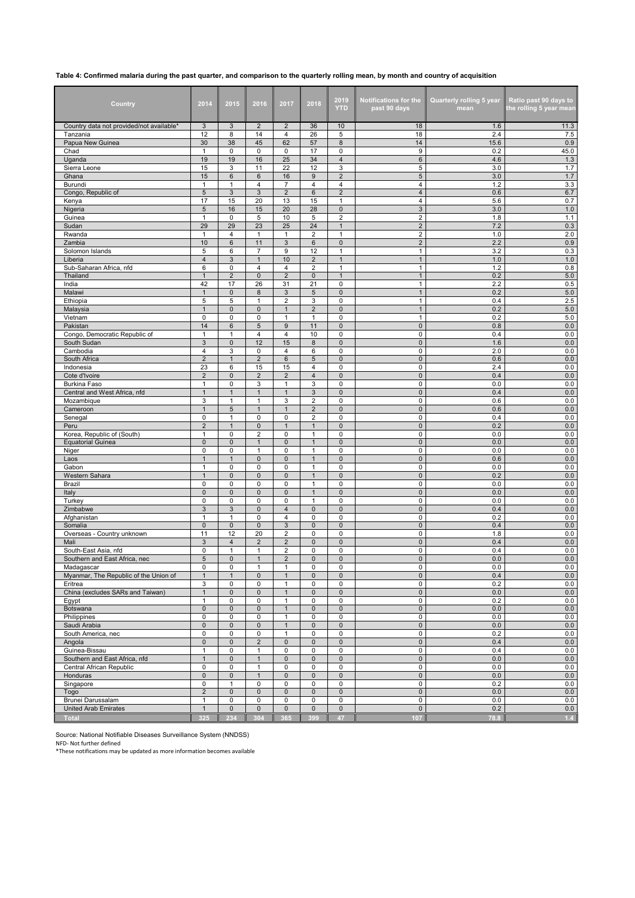**Table 4: Confirmed malaria during the past quarter, and comparison to the quarterly rolling mean, by month and country of acquisition**

| Country | 2014 | 2015 | 2016 | 2017 | 2018 | 2019 YTD | Notifications for the past 90 days | Quarterly rolling 5 year mean | Ratio past 90 days to the rolling 5 year mean |
|---|---|---|---|---|---|---|---|---|---|
| Country data not provided/not available* | 3 | 3 | 2 | 2 | 36 | 10 | 18 | 1.6 | 11.3 |
| Tanzania | 12 | 8 | 14 | 4 | 26 | 5 | 18 | 2.4 | 7.5 |
| Papua New Guinea | 30 | 38 | 45 | 62 | 57 | 8 | 14 | 15.6 | 0.9 |
| Chad | 1 | 0 | 0 | 0 | 17 | 0 | 9 | 0.2 | 45.0 |
| Uganda | 19 | 19 | 16 | 25 | 34 | 4 | 6 | 4.6 | 1.3 |
| Sierra Leone | 15 | 3 | 11 | 22 | 12 | 3 | 5 | 3.0 | 1.7 |
| Ghana | 15 | 6 | 6 | 16 | 9 | 2 | 5 | 3.0 | 1.7 |
| Burundi | 1 | 1 | 4 | 7 | 4 | 4 | 4 | 1.2 | 3.3 |
| Congo, Republic of | 5 | 3 | 3 | 2 | 6 | 2 | 4 | 0.6 | 6.7 |
| Kenya | 17 | 15 | 20 | 13 | 15 | 1 | 4 | 5.6 | 0.7 |
| Nigeria | 5 | 16 | 15 | 20 | 28 | 0 | 3 | 3.0 | 1.0 |
| Guinea | 1 | 0 | 5 | 10 | 5 | 2 | 2 | 1.8 | 1.1 |
| Sudan | 29 | 29 | 23 | 25 | 24 | 1 | 2 | 7.2 | 0.3 |
| Rwanda | 1 | 4 | 1 | 1 | 2 | 1 | 2 | 1.0 | 2.0 |
| Zambia | 10 | 6 | 11 | 3 | 6 | 0 | 2 | 2.2 | 0.9 |
| Solomon Islands | 5 | 6 | 7 | 9 | 12 | 1 | 1 | 3.2 | 0.3 |
| Liberia | 4 | 3 | 1 | 10 | 2 | 1 | 1 | 1.0 | 1.0 |
| Sub-Saharan Africa, nfd | 6 | 0 | 4 | 4 | 2 | 1 | 1 | 1.2 | 0.8 |
| Thailand | 1 | 2 | 0 | 2 | 0 | 1 | 1 | 0.2 | 5.0 |
| India | 42 | 17 | 26 | 31 | 21 | 0 | 1 | 2.2 | 0.5 |
| Malawi | 1 | 0 | 8 | 3 | 5 | 0 | 1 | 0.2 | 5.0 |
| Ethiopia | 5 | 5 | 1 | 2 | 3 | 0 | 1 | 0.4 | 2.5 |
| Malaysia | 1 | 0 | 0 | 1 | 2 | 0 | 1 | 0.2 | 5.0 |
| Vietnam | 0 | 0 | 0 | 1 | 1 | 0 | 1 | 0.2 | 5.0 |
| Pakistan | 14 | 6 | 5 | 9 | 11 | 0 | 0 | 0.8 | 0.0 |
| Congo, Democratic Republic of | 1 | 1 | 4 | 4 | 10 | 0 | 0 | 0.4 | 0.0 |
| South Sudan | 3 | 0 | 12 | 15 | 8 | 0 | 0 | 1.6 | 0.0 |
| Cambodia | 4 | 3 | 0 | 4 | 6 | 0 | 0 | 2.0 | 0.0 |
| South Africa | 2 | 1 | 2 | 6 | 5 | 0 | 0 | 0.6 | 0.0 |
| Indonesia | 23 | 6 | 15 | 15 | 4 | 0 | 0 | 2.4 | 0.0 |
| Cote d'Ivoire | 2 | 0 | 2 | 2 | 4 | 0 | 0 | 0.4 | 0.0 |
| Burkina Faso | 1 | 0 | 3 | 1 | 3 | 0 | 0 | 0.0 | 0.0 |
| Central and West Africa, nfd | 1 | 1 | 1 | 1 | 3 | 0 | 0 | 0.4 | 0.0 |
| Mozambique | 3 | 1 | 1 | 3 | 2 | 0 | 0 | 0.6 | 0.0 |
| Cameroon | 1 | 5 | 1 | 1 | 2 | 0 | 0 | 0.6 | 0.0 |
| Senegal | 0 | 1 | 0 | 0 | 2 | 0 | 0 | 0.4 | 0.0 |
| Peru | 2 | 1 | 0 | 1 | 1 | 0 | 0 | 0.2 | 0.0 |
| Korea, Republic of (South) | 1 | 0 | 2 | 0 | 1 | 0 | 0 | 0.0 | 0.0 |
| Equatorial Guinea | 0 | 0 | 1 | 0 | 1 | 0 | 0 | 0.0 | 0.0 |
| Niger | 0 | 0 | 1 | 0 | 1 | 0 | 0 | 0.0 | 0.0 |
| Laos | 1 | 1 | 0 | 0 | 1 | 0 | 0 | 0.6 | 0.0 |
| Gabon | 1 | 0 | 0 | 0 | 1 | 0 | 0 | 0.0 | 0.0 |
| Western Sahara | 1 | 0 | 0 | 0 | 1 | 0 | 0 | 0.2 | 0.0 |
| Brazil | 0 | 0 | 0 | 0 | 1 | 0 | 0 | 0.0 | 0.0 |
| Italy | 0 | 0 | 0 | 0 | 1 | 0 | 0 | 0.0 | 0.0 |
| Turkey | 0 | 0 | 0 | 0 | 1 | 0 | 0 | 0.0 | 0.0 |
| Zimbabwe | 3 | 3 | 0 | 4 | 0 | 0 | 0 | 0.4 | 0.0 |
| Afghanistan | 1 | 1 | 0 | 4 | 0 | 0 | 0 | 0.2 | 0.0 |
| Somalia | 0 | 0 | 0 | 3 | 0 | 0 | 0 | 0.4 | 0.0 |
| Overseas - Country unknown | 11 | 12 | 20 | 2 | 0 | 0 | 0 | 1.8 | 0.0 |
| Mali | 3 | 4 | 2 | 2 | 0 | 0 | 0 | 0.4 | 0.0 |
| South-East Asia, nfd | 0 | 1 | 1 | 2 | 0 | 0 | 0 | 0.4 | 0.0 |
| Southern and East Africa, nec | 5 | 0 | 1 | 2 | 0 | 0 | 0 | 0.0 | 0.0 |
| Madagascar | 0 | 0 | 1 | 1 | 0 | 0 | 0 | 0.0 | 0.0 |
| Myanmar, The Republic of the Union of | 1 | 1 | 0 | 1 | 0 | 0 | 0 | 0.4 | 0.0 |
| Eritrea | 3 | 0 | 0 | 1 | 0 | 0 | 0 | 0.2 | 0.0 |
| China (excludes SARs and Taiwan) | 1 | 0 | 0 | 1 | 0 | 0 | 0 | 0.0 | 0.0 |
| Egypt | 1 | 0 | 0 | 1 | 0 | 0 | 0 | 0.2 | 0.0 |
| Botswana | 0 | 0 | 0 | 1 | 0 | 0 | 0 | 0.0 | 0.0 |
| Philippines | 0 | 0 | 0 | 1 | 0 | 0 | 0 | 0.0 | 0.0 |
| Saudi Arabia | 0 | 0 | 0 | 1 | 0 | 0 | 0 | 0.0 | 0.0 |
| South America, nec | 0 | 0 | 0 | 1 | 0 | 0 | 0 | 0.2 | 0.0 |
| Angola | 0 | 0 | 2 | 0 | 0 | 0 | 0 | 0.4 | 0.0 |
| Guinea-Bissau | 1 | 0 | 1 | 0 | 0 | 0 | 0 | 0.4 | 0.0 |
| Southern and East Africa, nfd | 1 | 0 | 1 | 0 | 0 | 0 | 0 | 0.0 | 0.0 |
| Central African Republic | 0 | 0 | 1 | 0 | 0 | 0 | 0 | 0.0 | 0.0 |
| Honduras | 0 | 0 | 1 | 0 | 0 | 0 | 0 | 0.0 | 0.0 |
| Singapore | 0 | 1 | 0 | 0 | 0 | 0 | 0 | 0.2 | 0.0 |
| Togo | 2 | 0 | 0 | 0 | 0 | 0 | 0 | 0.0 | 0.0 |
| Brunei Darussalam | 1 | 0 | 0 | 0 | 0 | 0 | 0 | 0.0 | 0.0 |
| United Arab Emirates | 1 | 0 | 0 | 0 | 0 | 0 | 0 | 0.2 | 0.0 |
| **Total** | **325** | **234** | **304** | **365** | **399** | **47** | **107** | **78.8** | **1.4** |

Source: National Notifiable Diseases Surveillance System (NNDSS)

NFD- Not further defined

*These notifications may be updated as more information becomes available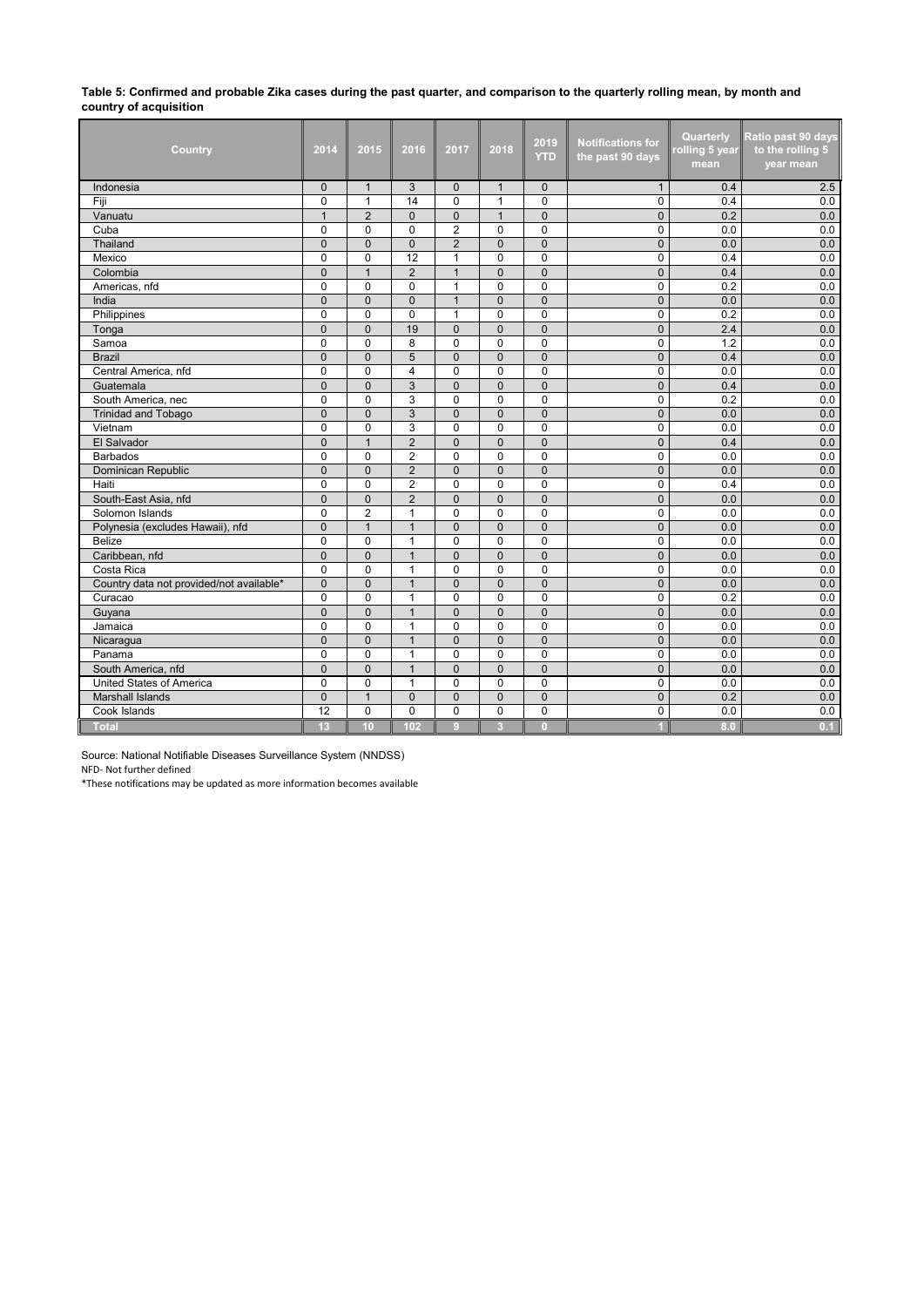**Table 5: Confirmed and probable Zika cases during the past quarter, and comparison to the quarterly rolling mean, by month and country of acquisition**

| Country | 2014 | 2015 | 2016 | 2017 | 2018 | 2019 YTD | Notifications for the past 90 days | Quarterly rolling 5 year mean | Ratio past 90 days to the rolling 5 year mean |
|---|---|---|---|---|---|---|---|---|---|
| Indonesia | 0 | 1 | 3 | 0 | 1 | 0 | 1 | 0.4 | 2.5 |
| Fiji | 0 | 1 | 14 | 0 | 1 | 0 | 0 | 0.4 | 0.0 |
| Vanuatu | 1 | 2 | 0 | 0 | 1 | 0 | 0 | 0.2 | 0.0 |
| Cuba | 0 | 0 | 0 | 2 | 0 | 0 | 0 | 0.0 | 0.0 |
| Thailand | 0 | 0 | 0 | 2 | 0 | 0 | 0 | 0.0 | 0.0 |
| Mexico | 0 | 0 | 12 | 1 | 0 | 0 | 0 | 0.4 | 0.0 |
| Colombia | 0 | 1 | 2 | 1 | 0 | 0 | 0 | 0.4 | 0.0 |
| Americas, nfd | 0 | 0 | 0 | 1 | 0 | 0 | 0 | 0.2 | 0.0 |
| India | 0 | 0 | 0 | 1 | 0 | 0 | 0 | 0.0 | 0.0 |
| Philippines | 0 | 0 | 0 | 1 | 0 | 0 | 0 | 0.2 | 0.0 |
| Tonga | 0 | 0 | 19 | 0 | 0 | 0 | 0 | 2.4 | 0.0 |
| Samoa | 0 | 0 | 8 | 0 | 0 | 0 | 0 | 1.2 | 0.0 |
| Brazil | 0 | 0 | 5 | 0 | 0 | 0 | 0 | 0.4 | 0.0 |
| Central America, nfd | 0 | 0 | 4 | 0 | 0 | 0 | 0 | 0.0 | 0.0 |
| Guatemala | 0 | 0 | 3 | 0 | 0 | 0 | 0 | 0.4 | 0.0 |
| South America, nec | 0 | 0 | 3 | 0 | 0 | 0 | 0 | 0.2 | 0.0 |
| Trinidad and Tobago | 0 | 0 | 3 | 0 | 0 | 0 | 0 | 0.0 | 0.0 |
| Vietnam | 0 | 0 | 3 | 0 | 0 | 0 | 0 | 0.0 | 0.0 |
| El Salvador | 0 | 1 | 2 | 0 | 0 | 0 | 0 | 0.4 | 0.0 |
| Barbados | 0 | 0 | 2 | 0 | 0 | 0 | 0 | 0.0 | 0.0 |
| Dominican Republic | 0 | 0 | 2 | 0 | 0 | 0 | 0 | 0.0 | 0.0 |
| Haiti | 0 | 0 | 2 | 0 | 0 | 0 | 0 | 0.4 | 0.0 |
| South-East Asia, nfd | 0 | 0 | 2 | 0 | 0 | 0 | 0 | 0.0 | 0.0 |
| Solomon Islands | 0 | 2 | 1 | 0 | 0 | 0 | 0 | 0.0 | 0.0 |
| Polynesia (excludes Hawaii), nfd | 0 | 1 | 1 | 0 | 0 | 0 | 0 | 0.0 | 0.0 |
| Belize | 0 | 0 | 1 | 0 | 0 | 0 | 0 | 0.0 | 0.0 |
| Caribbean, nfd | 0 | 0 | 1 | 0 | 0 | 0 | 0 | 0.0 | 0.0 |
| Costa Rica | 0 | 0 | 1 | 0 | 0 | 0 | 0 | 0.0 | 0.0 |
| Country data not provided/not available* | 0 | 0 | 1 | 0 | 0 | 0 | 0 | 0.0 | 0.0 |
| Curacao | 0 | 0 | 1 | 0 | 0 | 0 | 0 | 0.2 | 0.0 |
| Guyana | 0 | 0 | 1 | 0 | 0 | 0 | 0 | 0.0 | 0.0 |
| Jamaica | 0 | 0 | 1 | 0 | 0 | 0 | 0 | 0.0 | 0.0 |
| Nicaragua | 0 | 0 | 1 | 0 | 0 | 0 | 0 | 0.0 | 0.0 |
| Panama | 0 | 0 | 1 | 0 | 0 | 0 | 0 | 0.0 | 0.0 |
| South America, nfd | 0 | 0 | 1 | 0 | 0 | 0 | 0 | 0.0 | 0.0 |
| United States of America | 0 | 0 | 1 | 0 | 0 | 0 | 0 | 0.0 | 0.0 |
| Marshall Islands | 0 | 1 | 0 | 0 | 0 | 0 | 0 | 0.2 | 0.0 |
| Cook Islands | 12 | 0 | 0 | 0 | 0 | 0 | 0 | 0.0 | 0.0 |
| **Total** | **13** | **10** | **102** | **9** | **3** | **0** | **1** | **8.0** | **0.1** |

Source: National Notifiable Diseases Surveillance System (NNDSS)

NFD- Not further defined

*These notifications may be updated as more information becomes available